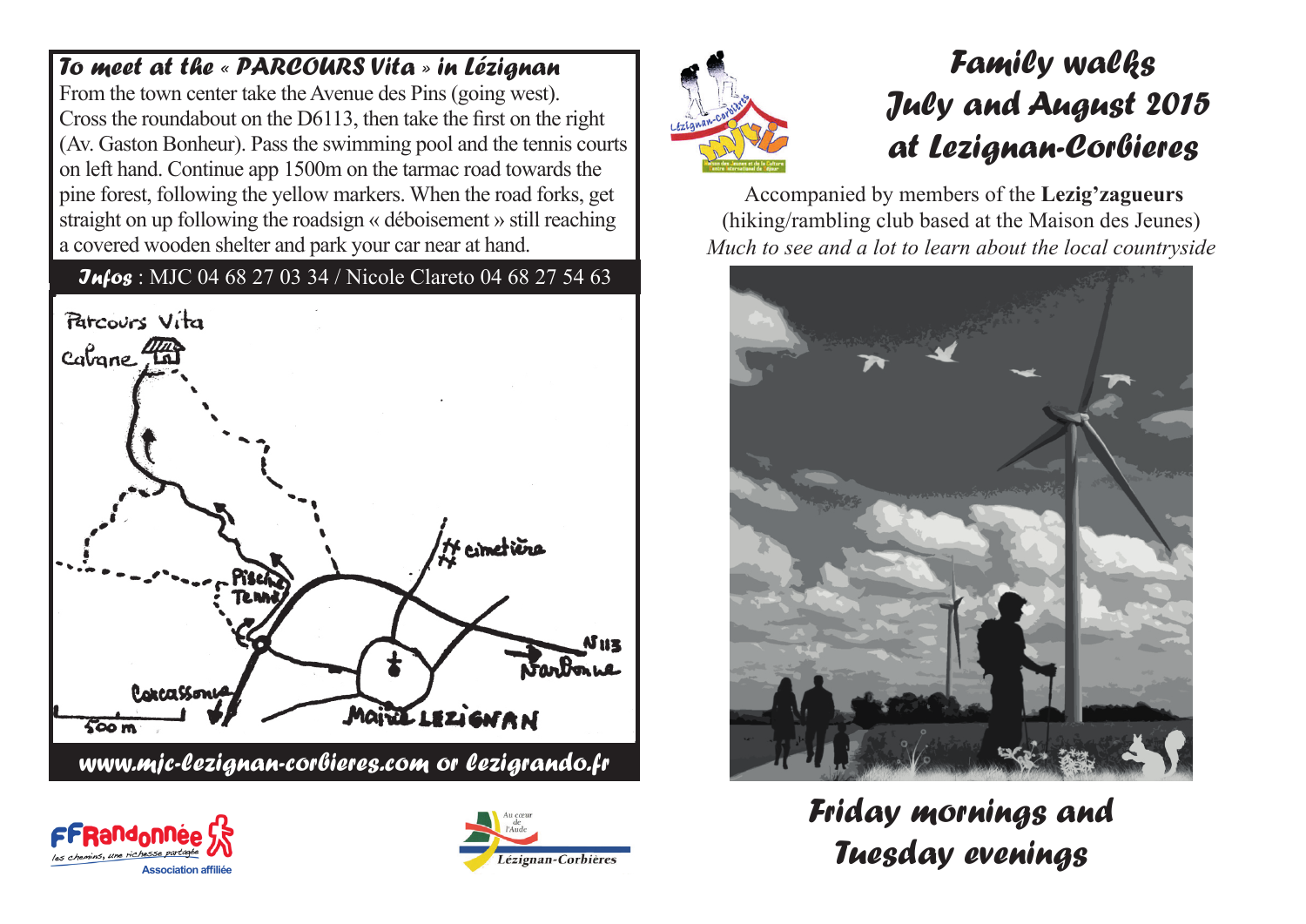## To meet at the « PARCOURS Vita » in Lézignan

From the town center take the Avenue des Pins (going west). Cross the roundabout on the D6113, then take the first on the right (Av. Gaston Bonheur). Pass the swimming pool and the tennis courts on left hand. Continue app 1500m on the tarmac road towards the pine forest, following the yellow markers. When the road forks, get straight on up following the roadsign « déboisement » still reaching a covered wooden shelter and park your car near at hand.

**Infos** : MJC 04 68 27 03 34 / Nicole Clareto 04 68 27 54 63

**www.mjc-lezignan-corbieres.com or lezigrando.fr**

# Family walks July and August 2015 at Lezignan-Corbieres

Accompanied by members of the **Lezig'zagueurs** (hiking/rambling club based at the Maison des Jeunes)

*Much to see and a lot to learn about the local countryside*

## Friday mornings and Tuesday evenings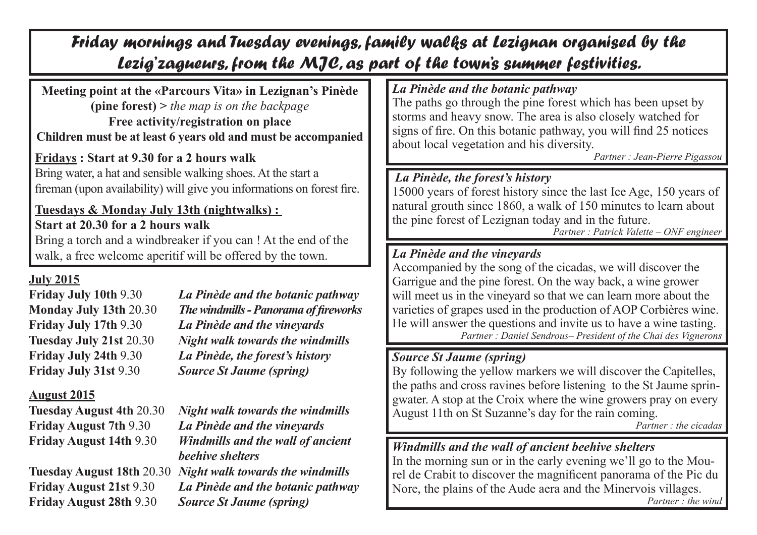# Friday mornings and Tuesday evenings, family walks at Lezignan organised by the Lezig'zagueurs, from the MJC, as part of the town's summer festivities.

**Meeting point at the «Parcours Vita» in Lezignan's Pinède (pine forest) >** *the map is on the backpage*
**Free activity/registration on place**
**Children must be at least 6 years old and must be accompanied**

**Fridays : Start at 9.30 for a 2 hours walk**
Bring water, a hat and sensible walking shoes. At the start a fireman (upon availability) will give you informations on forest fire.

**Tuesdays & Monday July 13th (nightwalks) :**
**Start at 20.30 for a 2 hours walk**
Bring a torch and a windbreaker if you can ! At the end of the walk, a free welcome aperitif will be offered by the town.

## July 2015

| | |
|---|---|
| **Friday July 10th** 9.30 | ***La Pinède and the botanic pathway*** |
| **Monday July 13th** 20.30 | ***The windmills - Panorama of fireworks*** |
| **Friday July 17th** 9.30 | ***La Pinède and the vineyards*** |
| **Tuesday July 21st** 20.30 | ***Night walk towards the windmills*** |
| **Friday July 24th** 9.30 | ***La Pinède, the forest's history*** |
| **Friday July 31st** 9.30 | ***Source St Jaume (spring)*** |

## August 2015

| | |
|---|---|
| **Tuesday August 4th** 20.30 | ***Night walk towards the windmills*** |
| **Friday August 7th** 9.30 | ***La Pinède and the vineyards*** |
| **Friday August 14th** 9.30 | ***Windmills and the wall of ancient beehive shelters*** |
| **Tuesday August 18th** 20.30 | ***Night walk towards the windmills*** |
| **Friday August 21st** 9.30 | ***La Pinède and the botanic pathway*** |
| **Friday August 28th** 9.30 | ***Source St Jaume (spring)*** |

### *La Pinède and the botanic pathway*
The paths go through the pine forest which has been upset by storms and heavy snow. The area is also closely watched for signs of fire. On this botanic pathway, you will find 25 notices about local vegetation and his diversity.

*Partner : Jean-Pierre Pigassou*

### *La Pinède, the forest's history*
15000 years of forest history since the last Ice Age, 150 years of natural grouth since 1860, a walk of 150 minutes to learn about the pine forest of Lezignan today and in the future.

*Partner : Patrick Valette – ONF engineer*

### *La Pinède and the vineyards*
Accompanied by the song of the cicadas, we will discover the Garrigue and the pine forest. On the way back, a wine grower will meet us in the vineyard so that we can learn more about the varieties of grapes used in the production of AOP Corbières wine. He will answer the questions and invite us to have a wine tasting.

*Partner : Daniel Sendrous– President of the Chai des Vignerons*

### *Source St Jaume (spring)*
By following the yellow markers we will discover the Capitelles, the paths and cross ravines before listening to the St Jaume springwater. A stop at the Croix where the wine growers pray on every August 11th on St Suzanne's day for the rain coming.

*Partner : the cicadas*

### *Windmills and the wall of ancient beehive shelters*
In the morning sun or in the early evening we'll go to the Mourel de Crabit to discover the magnificent panorama of the Pic du Nore, the plains of the Aude aera and the Minervois villages.

*Partner : the wind*